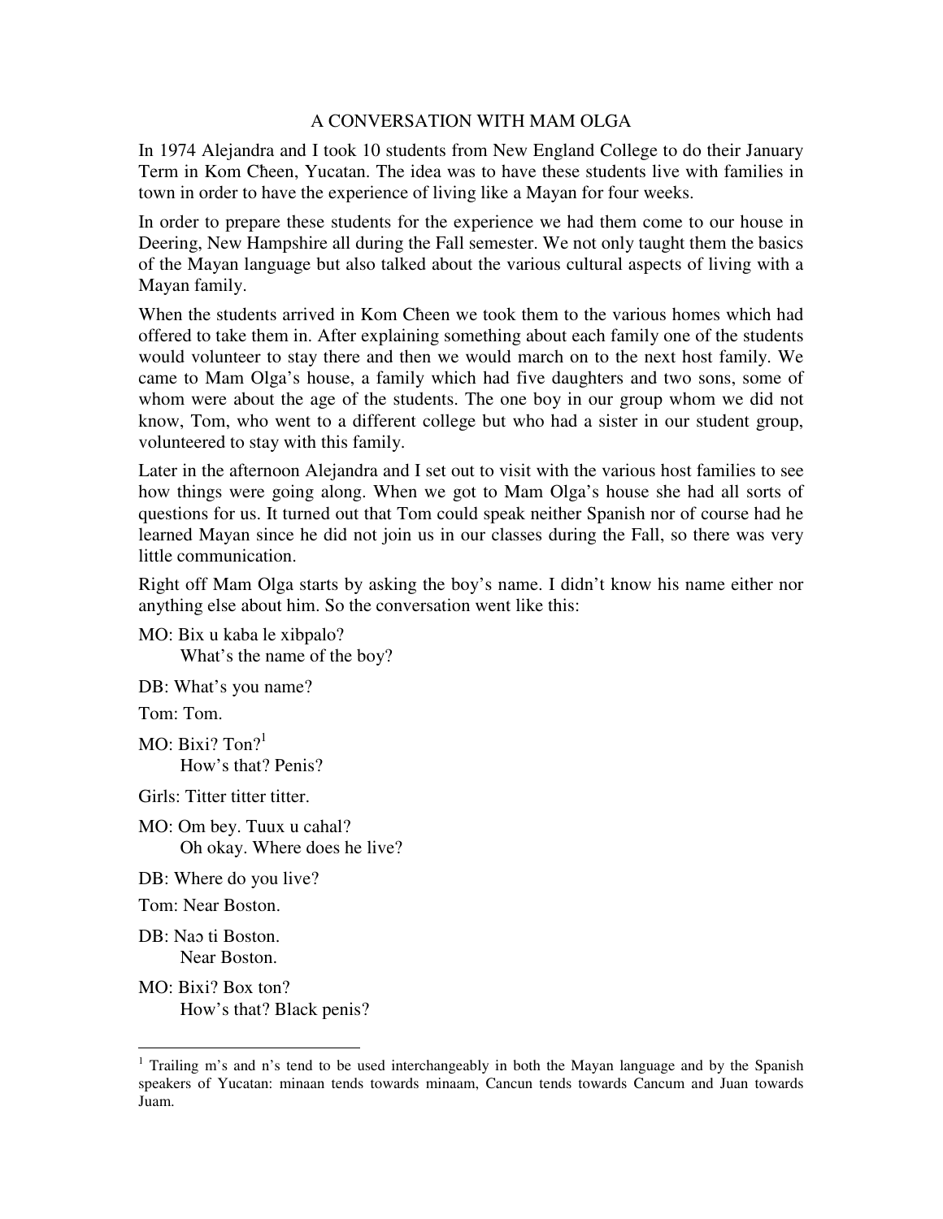# A CONVERSATION WITH MAM OLGA

In 1974 Alejandra and I took 10 students from New England College to do their January Term in Kom Cħeen, Yucatan. The idea was to have these students live with families in town in order to have the experience of living like a Mayan for four weeks.

In order to prepare these students for the experience we had them come to our house in Deering, New Hampshire all during the Fall semester. We not only taught them the basics of the Mayan language but also talked about the various cultural aspects of living with a Mayan family.

When the students arrived in Kom Cħeen we took them to the various homes which had offered to take them in. After explaining something about each family one of the students would volunteer to stay there and then we would march on to the next host family. We came to Mam Olga's house, a family which had five daughters and two sons, some of whom were about the age of the students. The one boy in our group whom we did not know, Tom, who went to a different college but who had a sister in our student group, volunteered to stay with this family.

Later in the afternoon Alejandra and I set out to visit with the various host families to see how things were going along. When we got to Mam Olga's house she had all sorts of questions for us. It turned out that Tom could speak neither Spanish nor of course had he learned Mayan since he did not join us in our classes during the Fall, so there was very little communication.

Right off Mam Olga starts by asking the boy's name. I didn't know his name either nor anything else about him. So the conversation went like this:

MO: Bix u kaba le xibpalo?
    What's the name of the boy?

DB: What's you name?

Tom: Tom.

MO: Bixi? Ton?[1]
    How's that? Penis?

Girls: Titter titter titter.

MO: Om bey. Tuux u cahal?
    Oh okay. Where does he live?

DB: Where do you live?

Tom: Near Boston.

DB: Naɔ ti Boston.
    Near Boston.

MO: Bixi? Box ton?
    How's that? Black penis?

---

[1] Trailing m's and n's tend to be used interchangeably in both the Mayan language and by the Spanish speakers of Yucatan: minaan tends towards minaam, Cancun tends towards Cancum and Juan towards Juam.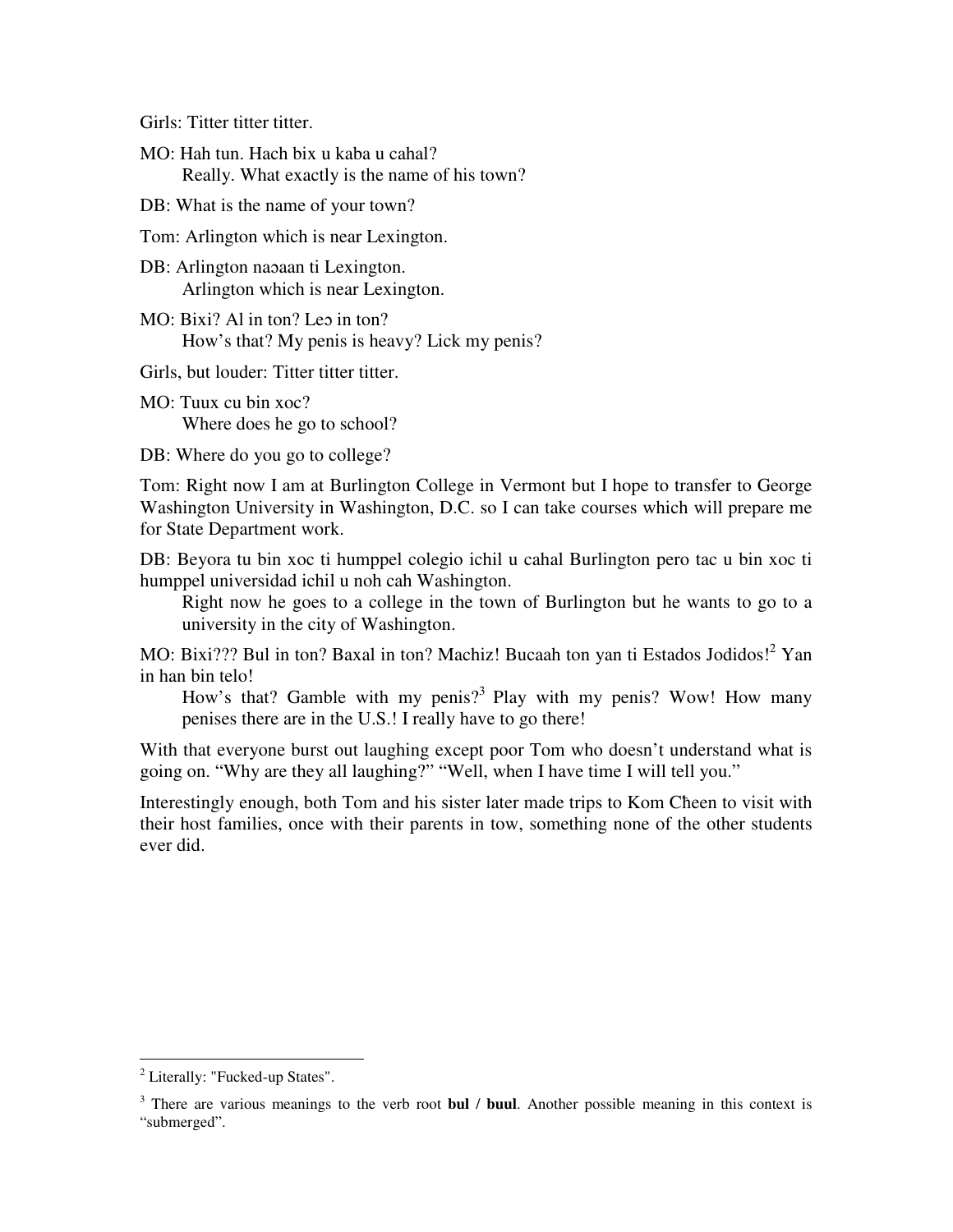Girls: Titter titter titter.

MO: Hah tun. Hach bix u kaba u cahal?
    Really. What exactly is the name of his town?

DB: What is the name of your town?

Tom: Arlington which is near Lexington.

DB: Arlington naɔaan ti Lexington.
    Arlington which is near Lexington.

MO: Bixi? Al in ton? Leɔ in ton?
    How's that? My penis is heavy? Lick my penis?

Girls, but louder: Titter titter titter.

MO: Tuux cu bin xoc?
    Where does he go to school?

DB: Where do you go to college?

Tom: Right now I am at Burlington College in Vermont but I hope to transfer to George Washington University in Washington, D.C. so I can take courses which will prepare me for State Department work.

DB: Beyora tu bin xoc ti humppel colegio ichil u cahal Burlington pero tac u bin xoc ti humppel universidad ichil u noh cah Washington.
    Right now he goes to a college in the town of Burlington but he wants to go to a university in the city of Washington.

MO: Bixi??? Bul in ton? Baxal in ton? Machiz! Bucaah ton yan ti Estados Jodidos![2] Yan in han bin telo!
    How's that? Gamble with my penis?[3] Play with my penis? Wow! How many penises there are in the U.S.! I really have to go there!

With that everyone burst out laughing except poor Tom who doesn't understand what is going on. "Why are they all laughing?" "Well, when I have time I will tell you."

Interestingly enough, both Tom and his sister later made trips to Kom Cħeen to visit with their host families, once with their parents in tow, something none of the other students ever did.

---

[2] Literally: "Fucked-up States".

[3] There are various meanings to the verb root **bul / buul**. Another possible meaning in this context is "submerged".